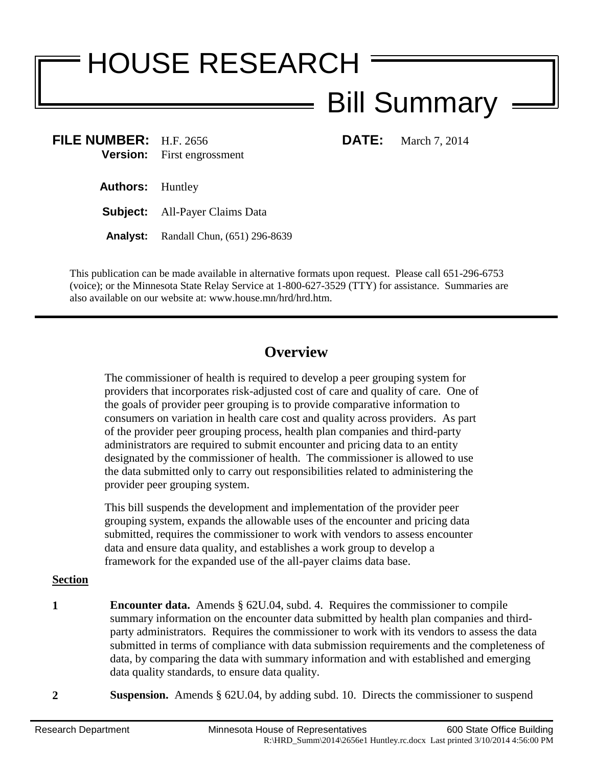# HOUSE RESEARCH

## Bill Summary

**FILE NUMBER:** H.F. 2656 **DATE:** March 7, 2014

**Version:** First engrossment

**Authors:** Huntley

**Subject:** All-Payer Claims Data

**Analyst:** Randall Chun, (651) 296-8639

This publication can be made available in alternative formats upon request. Please call 651-296-6753 (voice); or the Minnesota State Relay Service at 1-800-627-3529 (TTY) for assistance. Summaries are also available on our website at: www.house.mn/hrd/hrd.htm.

---

## Overview

The commissioner of health is required to develop a peer grouping system for providers that incorporates risk-adjusted cost of care and quality of care. One of the goals of provider peer grouping is to provide comparative information to consumers on variation in health care cost and quality across providers. As part of the provider peer grouping process, health plan companies and third-party administrators are required to submit encounter and pricing data to an entity designated by the commissioner of health. The commissioner is allowed to use the data submitted only to carry out responsibilities related to administering the provider peer grouping system.

This bill suspends the development and implementation of the provider peer grouping system, expands the allowable uses of the encounter and pricing data submitted, requires the commissioner to work with vendors to assess encounter data and ensure data quality, and establishes a work group to develop a framework for the expanded use of the all-payer claims data base.

**Section**

**1** **Encounter data.** Amends § 62U.04, subd. 4. Requires the commissioner to compile summary information on the encounter data submitted by health plan companies and third-party administrators. Requires the commissioner to work with its vendors to assess the data submitted in terms of compliance with data submission requirements and the completeness of data, by comparing the data with summary information and with established and emerging data quality standards, to ensure data quality.

**2** **Suspension.** Amends § 62U.04, by adding subd. 10. Directs the commissioner to suspend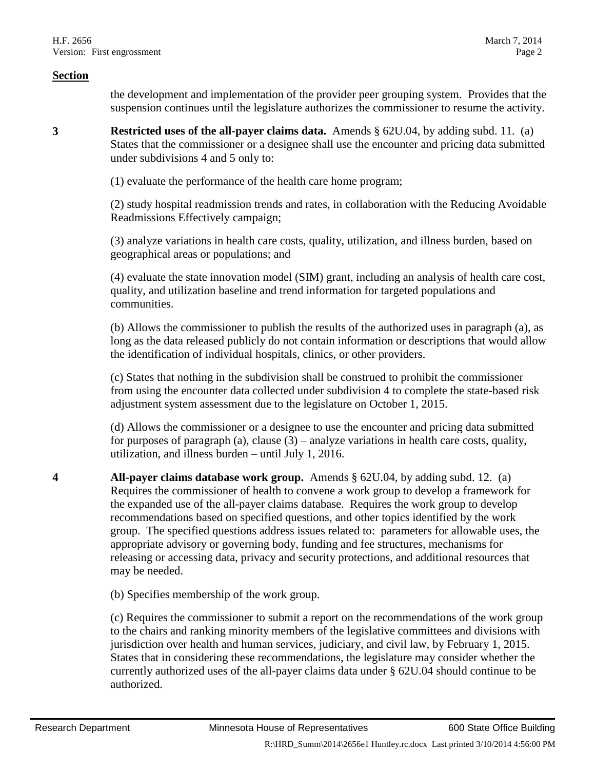**Section**

the development and implementation of the provider peer grouping system. Provides that the suspension continues until the legislature authorizes the commissioner to resume the activity.

**3** **Restricted uses of the all-payer claims data.** Amends § 62U.04, by adding subd. 11. (a) States that the commissioner or a designee shall use the encounter and pricing data submitted under subdivisions 4 and 5 only to:

(1) evaluate the performance of the health care home program;

(2) study hospital readmission trends and rates, in collaboration with the Reducing Avoidable Readmissions Effectively campaign;

(3) analyze variations in health care costs, quality, utilization, and illness burden, based on geographical areas or populations; and

(4) evaluate the state innovation model (SIM) grant, including an analysis of health care cost, quality, and utilization baseline and trend information for targeted populations and communities.

(b) Allows the commissioner to publish the results of the authorized uses in paragraph (a), as long as the data released publicly do not contain information or descriptions that would allow the identification of individual hospitals, clinics, or other providers.

(c) States that nothing in the subdivision shall be construed to prohibit the commissioner from using the encounter data collected under subdivision 4 to complete the state-based risk adjustment system assessment due to the legislature on October 1, 2015.

(d) Allows the commissioner or a designee to use the encounter and pricing data submitted for purposes of paragraph (a), clause (3) – analyze variations in health care costs, quality, utilization, and illness burden – until July 1, 2016.

**4** **All-payer claims database work group.** Amends § 62U.04, by adding subd. 12. (a) Requires the commissioner of health to convene a work group to develop a framework for the expanded use of the all-payer claims database. Requires the work group to develop recommendations based on specified questions, and other topics identified by the work group. The specified questions address issues related to: parameters for allowable uses, the appropriate advisory or governing body, funding and fee structures, mechanisms for releasing or accessing data, privacy and security protections, and additional resources that may be needed.

(b) Specifies membership of the work group.

(c) Requires the commissioner to submit a report on the recommendations of the work group to the chairs and ranking minority members of the legislative committees and divisions with jurisdiction over health and human services, judiciary, and civil law, by February 1, 2015. States that in considering these recommendations, the legislature may consider whether the currently authorized uses of the all-payer claims data under § 62U.04 should continue to be authorized.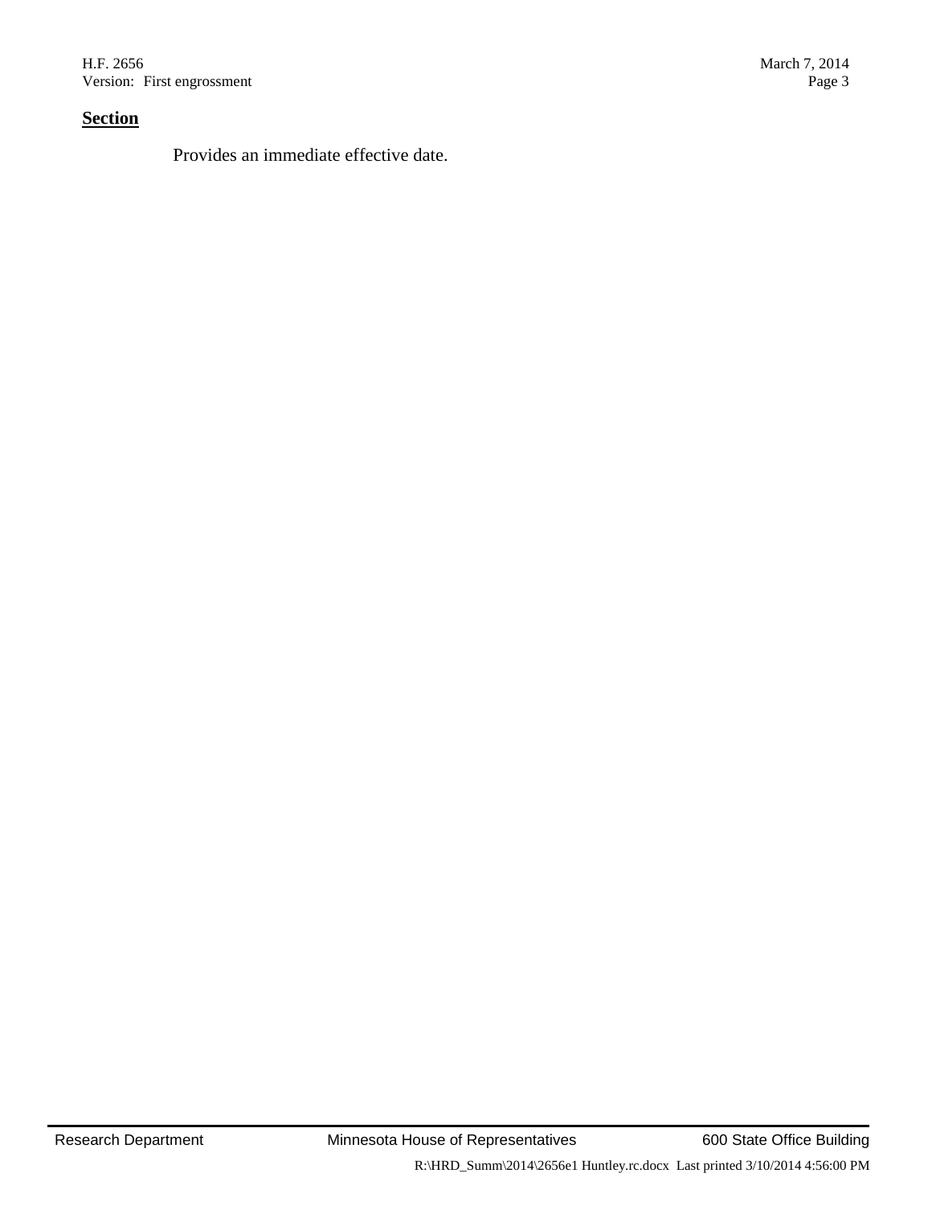**Section**

Provides an immediate effective date.